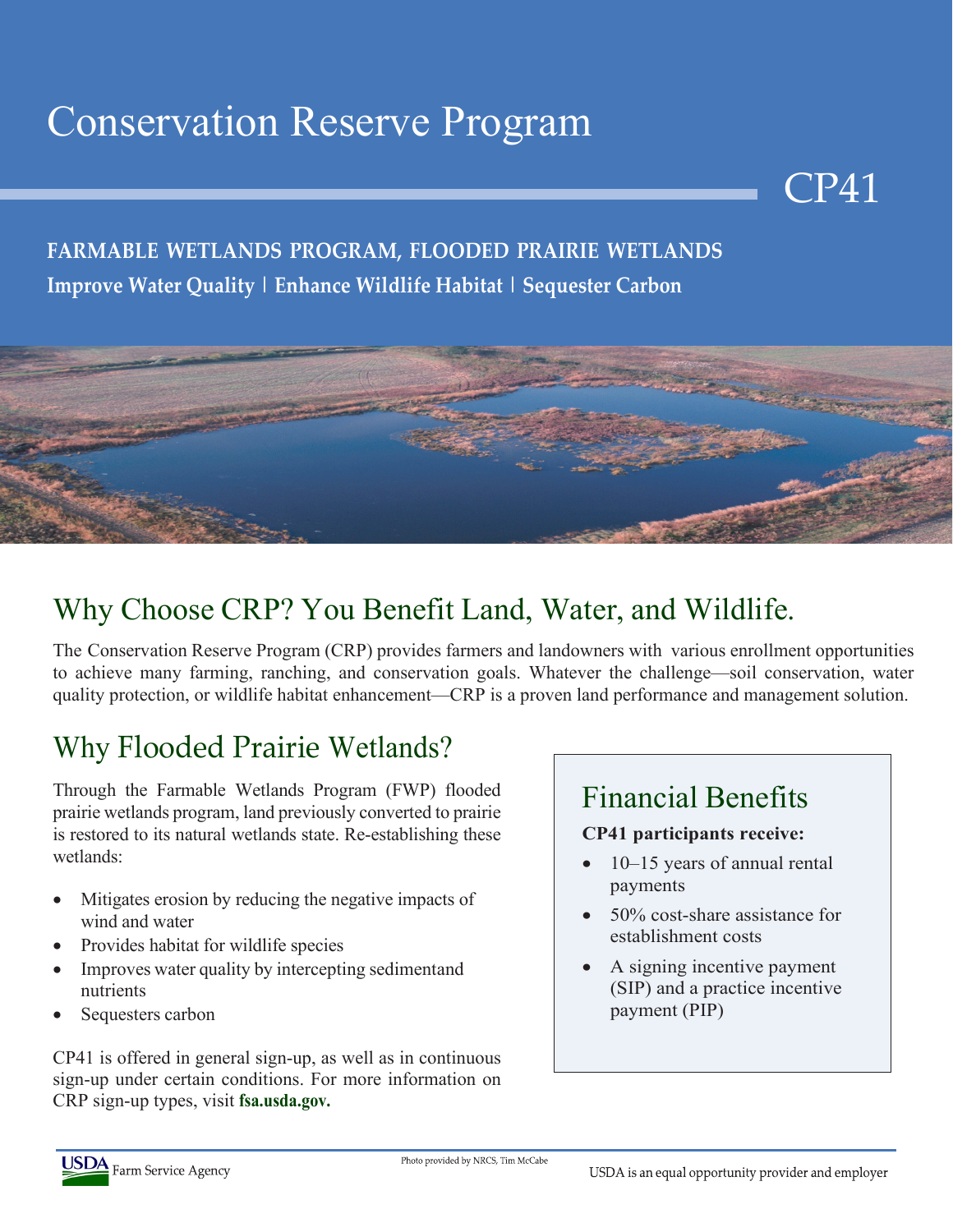# Conservation Reserve Program

CP41

**FARMABLE WETLANDS PROGRAM, FLOODED PRAIRIE WETLANDS**

**Improve Water Quality | Enhance Wildlife Habitat | Sequester Carbon**

## Why Choose CRP? You Benefit Land, Water, and Wildlife.

The Conservation Reserve Program (CRP) provides farmers and landowners with various enrollment opportunities to achieve many farming, ranching, and conservation goals. Whatever the challenge—soil conservation, water quality protection, or wildlife habitat enhancement—CRP is a proven land performance and management solution.

## Why Flooded Prairie Wetlands?

Through the Farmable Wetlands Program (FWP) flooded prairie wetlands program, land previously converted to prairie is restored to its natural wetlands state. Re-establishing these wetlands:

- Mitigates erosion by reducing the negative impacts of wind and water
- Provides habitat for wildlife species
- Improves water quality by intercepting sedimentand nutrients
- Sequesters carbon

CP41 is offered in general sign-up, as well as in continuous sign-up under certain conditions. For more information on CRP sign-up types, visit **fsa.usda.gov.**

## Financial Benefits

**CP41 participants receive:**

- 10–15 years of annual rental payments
- 50% cost-share assistance for establishment costs
- A signing incentive payment (SIP) and a practice incentive payment (PIP)

USDA Farm Service Agency

Photo provided by NRCS, Tim McCabe

USDA is an equal opportunity provider and employer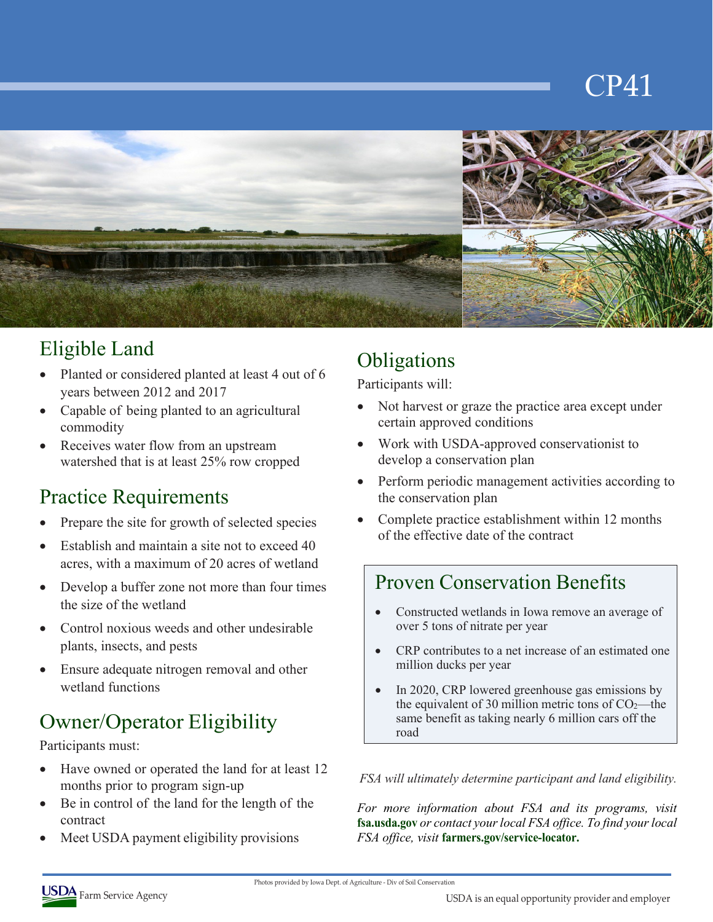# CP41

## Eligible Land

- Planted or considered planted at least 4 out of 6 years between 2012 and 2017
- Capable of being planted to an agricultural commodity
- Receives water flow from an upstream watershed that is at least 25% row cropped

## Practice Requirements

- Prepare the site for growth of selected species
- Establish and maintain a site not to exceed 40 acres, with a maximum of 20 acres of wetland
- Develop a buffer zone not more than four times the size of the wetland
- Control noxious weeds and other undesirable plants, insects, and pests
- Ensure adequate nitrogen removal and other wetland functions

## Owner/Operator Eligibility

Participants must:

- Have owned or operated the land for at least 12 months prior to program sign-up
- Be in control of the land for the length of the contract
- Meet USDA payment eligibility provisions

## Obligations

Participants will:

- Not harvest or graze the practice area except under certain approved conditions
- Work with USDA-approved conservationist to develop a conservation plan
- Perform periodic management activities according to the conservation plan
- Complete practice establishment within 12 months of the effective date of the contract

## Proven Conservation Benefits

- Constructed wetlands in Iowa remove an average of over 5 tons of nitrate per year
- CRP contributes to a net increase of an estimated one million ducks per year
- In 2020, CRP lowered greenhouse gas emissions by the equivalent of 30 million metric tons of $CO_2$—the same benefit as taking nearly 6 million cars off the road

*FSA will ultimately determine participant and land eligibility.*

*For more information about FSA and its programs, visit* **fsa.usda.gov** *or contact your local FSA office. To find your local FSA office, visit* **farmers.gov/service-locator.**

Photos provided by Iowa Dept. of Agriculture - Div of Soil Conservation

USDA Farm Service Agency

USDA is an equal opportunity provider and employer